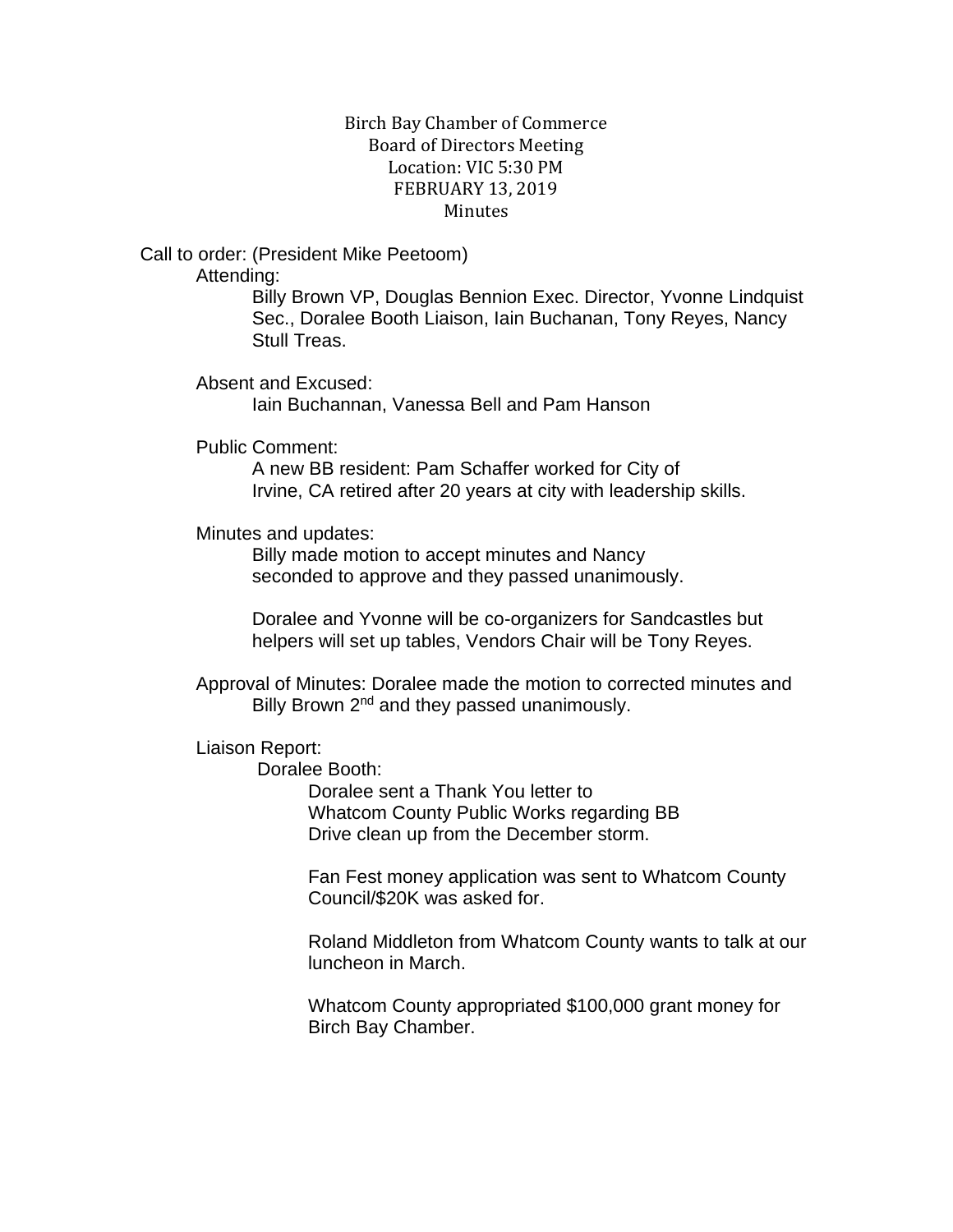# Birch Bay Chamber of Commerce
## Board of Directors Meeting
Location: VIC 5:30 PM
FEBRUARY 13, 2019
Minutes

Call to order: (President Mike Peetoom)

Attending:

Billy Brown VP, Douglas Bennion Exec. Director, Yvonne Lindquist Sec., Doralee Booth Liaison, Iain Buchanan, Tony Reyes, Nancy Stull Treas.

Absent and Excused:

Iain Buchannan, Vanessa Bell and Pam Hanson

Public Comment:

A new BB resident: Pam Schaffer worked for City of Irvine, CA retired after 20 years at city with leadership skills.

Minutes and updates:

Billy made motion to accept minutes and Nancy seconded to approve and they passed unanimously.

Doralee and Yvonne will be co-organizers for Sandcastles but helpers will set up tables, Vendors Chair will be Tony Reyes.

Approval of Minutes: Doralee made the motion to corrected minutes and Billy Brown 2nd and they passed unanimously.

Liaison Report:

Doralee Booth:

Doralee sent a Thank You letter to Whatcom County Public Works regarding BB Drive clean up from the December storm.

Fan Fest money application was sent to Whatcom County Council/$20K was asked for.

Roland Middleton from Whatcom County wants to talk at our luncheon in March.

Whatcom County appropriated $100,000 grant money for Birch Bay Chamber.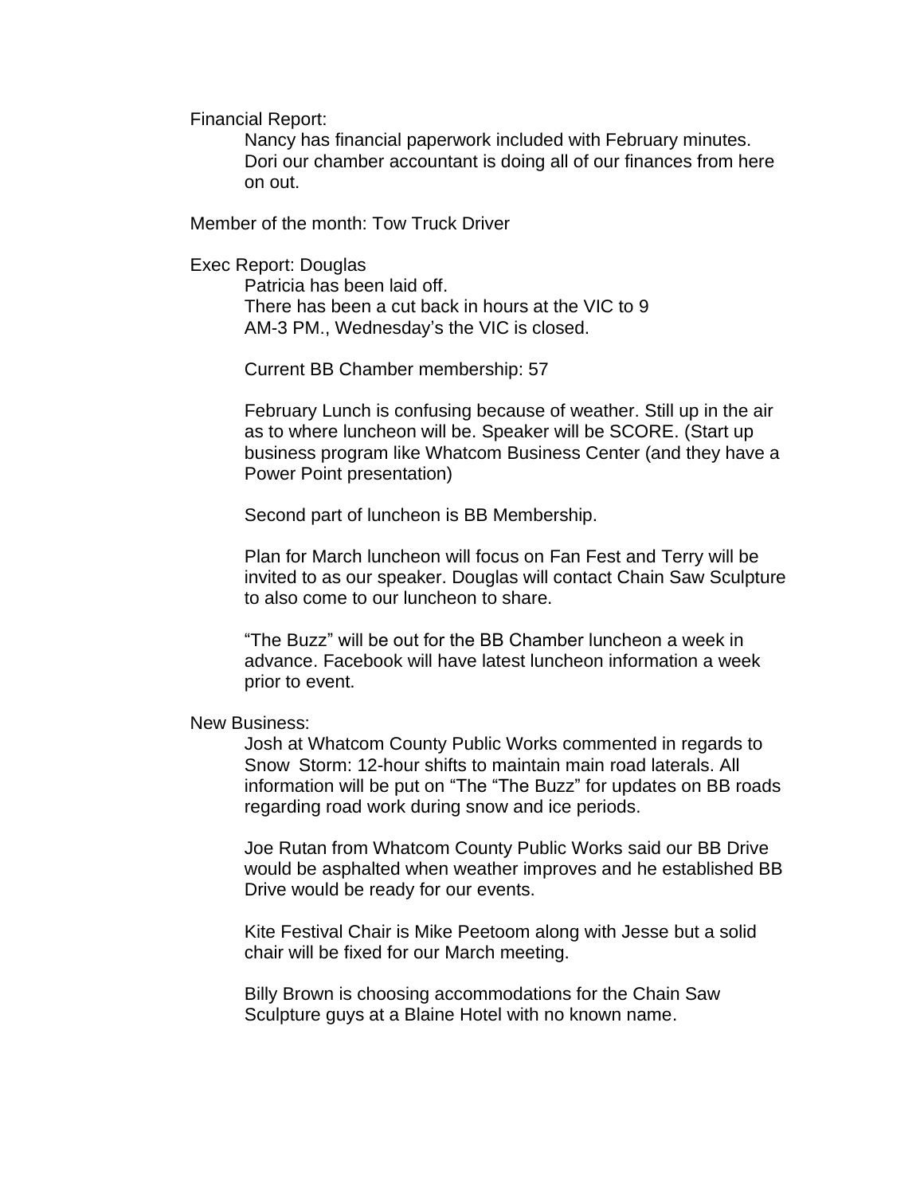Financial Report:

Nancy has financial paperwork included with February minutes. Dori our chamber accountant is doing all of our finances from here on out.

Member of the month: Tow Truck Driver

Exec Report: Douglas

Patricia has been laid off.
There has been a cut back in hours at the VIC to 9 AM-3 PM., Wednesday's the VIC is closed.

Current BB Chamber membership: 57

February Lunch is confusing because of weather. Still up in the air as to where luncheon will be. Speaker will be SCORE. (Start up business program like Whatcom Business Center (and they have a Power Point presentation)

Second part of luncheon is BB Membership.

Plan for March luncheon will focus on Fan Fest and Terry will be invited to as our speaker. Douglas will contact Chain Saw Sculpture to also come to our luncheon to share.

"The Buzz" will be out for the BB Chamber luncheon a week in advance. Facebook will have latest luncheon information a week prior to event.

New Business:

Josh at Whatcom County Public Works commented in regards to Snow Storm: 12-hour shifts to maintain main road laterals. All information will be put on "The "The Buzz" for updates on BB roads regarding road work during snow and ice periods.

Joe Rutan from Whatcom County Public Works said our BB Drive would be asphalted when weather improves and he established BB Drive would be ready for our events.

Kite Festival Chair is Mike Peetoom along with Jesse but a solid chair will be fixed for our March meeting.

Billy Brown is choosing accommodations for the Chain Saw Sculpture guys at a Blaine Hotel with no known name.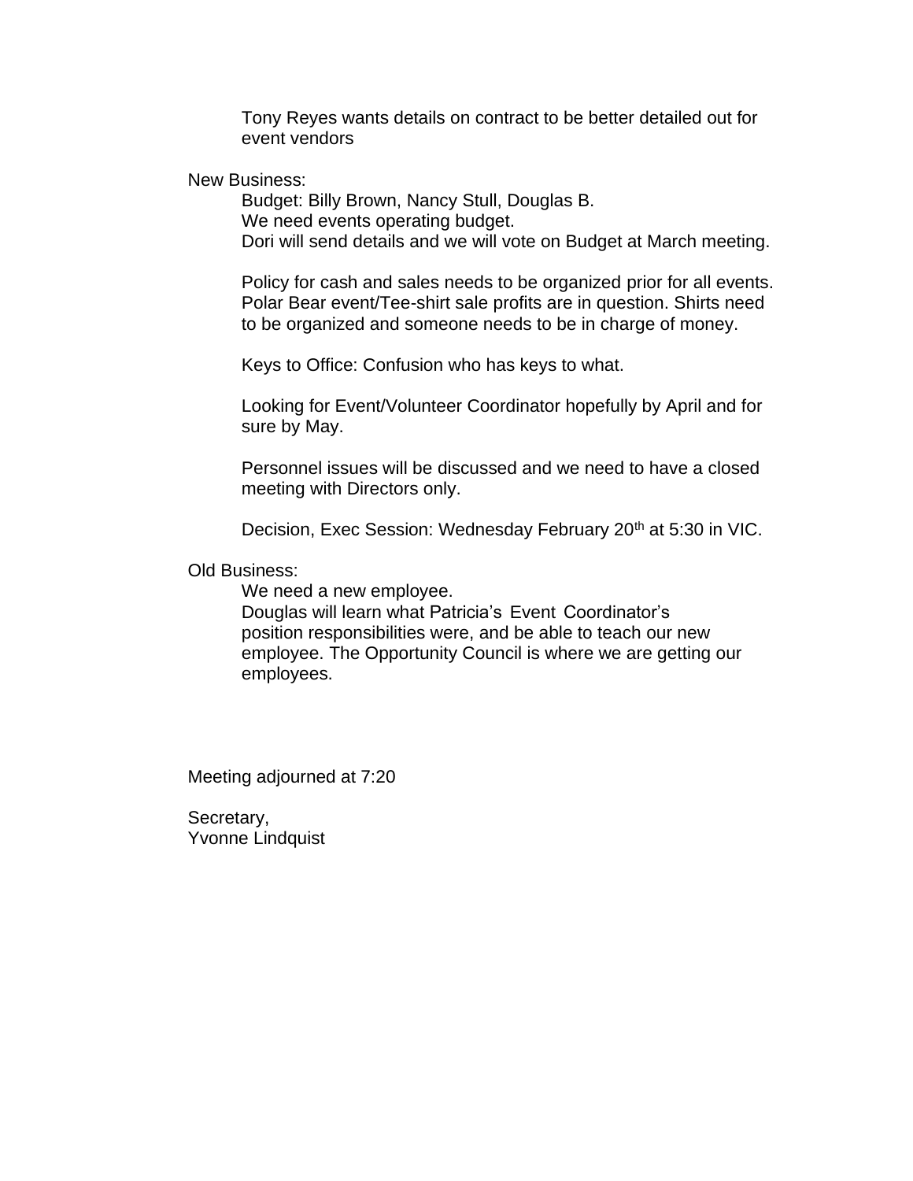Tony Reyes wants details on contract to be better detailed out for event vendors

New Business:

Budget: Billy Brown, Nancy Stull, Douglas B.
We need events operating budget.
Dori will send details and we will vote on Budget at March meeting.

Policy for cash and sales needs to be organized prior for all events. Polar Bear event/Tee-shirt sale profits are in question. Shirts need to be organized and someone needs to be in charge of money.

Keys to Office: Confusion who has keys to what.

Looking for Event/Volunteer Coordinator hopefully by April and for sure by May.

Personnel issues will be discussed and we need to have a closed meeting with Directors only.

Decision, Exec Session: Wednesday February 20th at 5:30 in VIC.

Old Business:

We need a new employee.
Douglas will learn what Patricia's Event Coordinator's position responsibilities were, and be able to teach our new employee. The Opportunity Council is where we are getting our employees.

Meeting adjourned at 7:20

Secretary,
Yvonne Lindquist